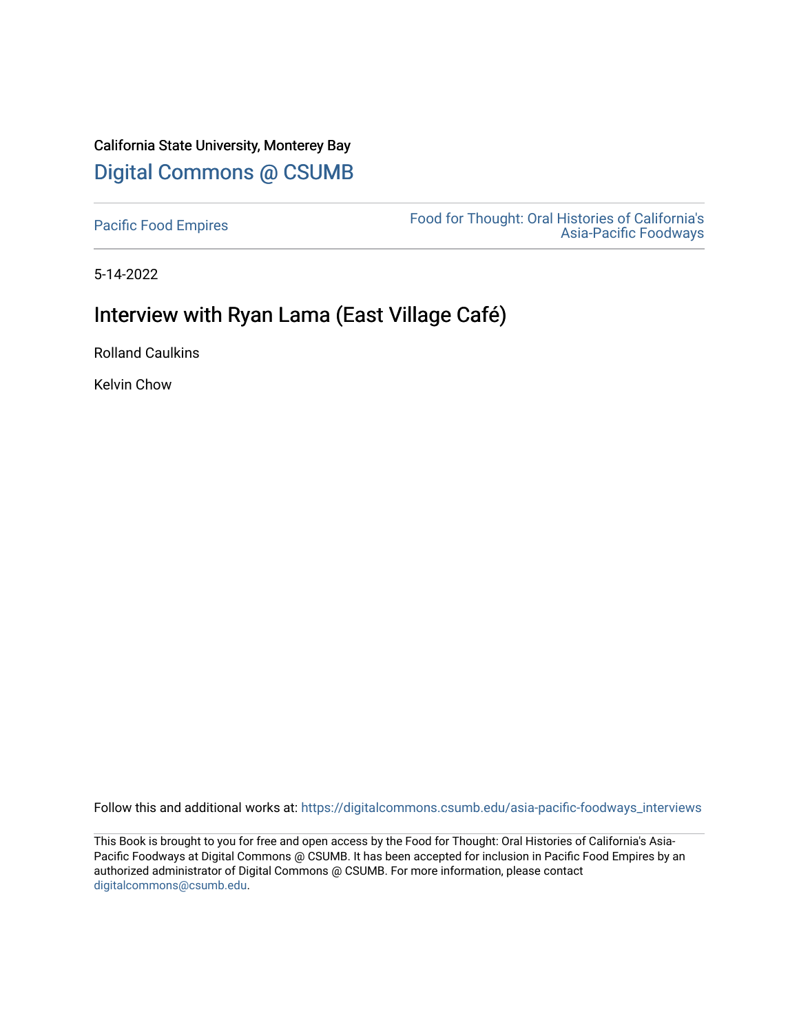California State University, Monterey Bay

# Digital Commons @ CSUMB

Pacific Food Empires

Food for Thought: Oral Histories of California's Asia-Pacific Foodways

5-14-2022

## Interview with Ryan Lama (East Village Café)

Rolland Caulkins

Kelvin Chow

Follow this and additional works at: https://digitalcommons.csumb.edu/asia-pacific-foodways_interviews

This Book is brought to you for free and open access by the Food for Thought: Oral Histories of California's Asia-Pacific Foodways at Digital Commons @ CSUMB. It has been accepted for inclusion in Pacific Food Empires by an authorized administrator of Digital Commons @ CSUMB. For more information, please contact digitalcommons@csumb.edu.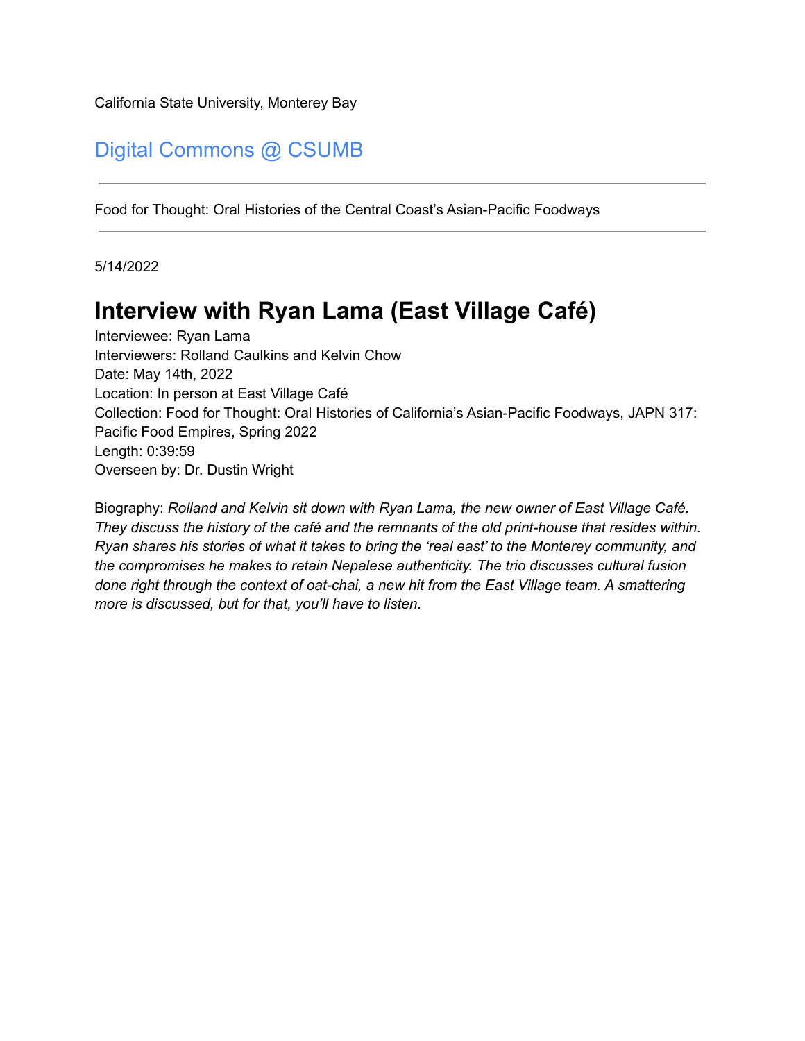California State University, Monterey Bay

Digital Commons @ CSUMB

---

Food for Thought: Oral Histories of the Central Coast's Asian-Pacific Foodways

---

5/14/2022

# Interview with Ryan Lama (East Village Café)

Interviewee: Ryan Lama
Interviewers: Rolland Caulkins and Kelvin Chow
Date: May 14th, 2022
Location: In person at East Village Café
Collection: Food for Thought: Oral Histories of California's Asian-Pacific Foodways, JAPN 317: Pacific Food Empires, Spring 2022
Length: 0:39:59
Overseen by: Dr. Dustin Wright

Biography: *Rolland and Kelvin sit down with Ryan Lama, the new owner of East Village Café. They discuss the history of the café and the remnants of the old print-house that resides within. Ryan shares his stories of what it takes to bring the 'real east' to the Monterey community, and the compromises he makes to retain Nepalese authenticity. The trio discusses cultural fusion done right through the context of oat-chai, a new hit from the East Village team. A smattering more is discussed, but for that, you'll have to listen.*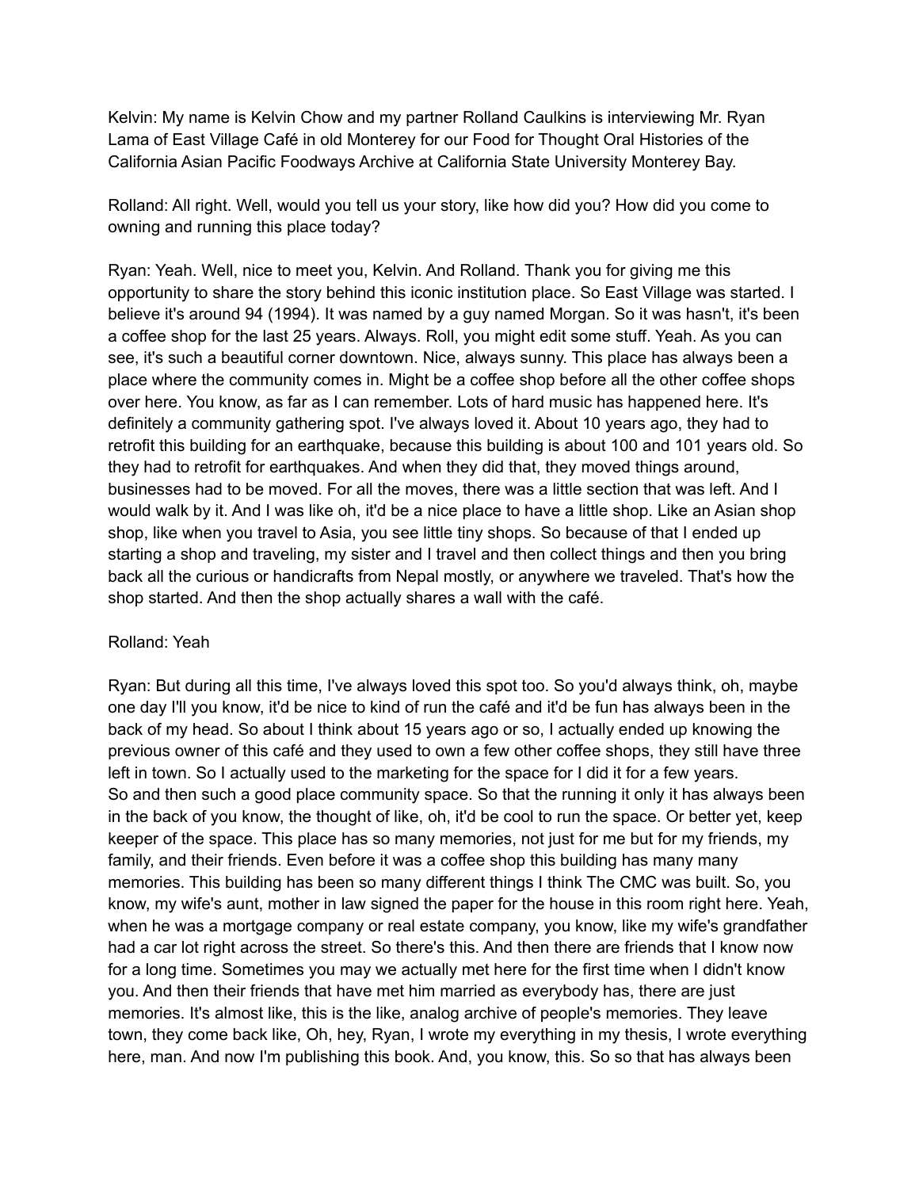Kelvin: My name is Kelvin Chow and my partner Rolland Caulkins is interviewing Mr. Ryan Lama of East Village Café in old Monterey for our Food for Thought Oral Histories of the California Asian Pacific Foodways Archive at California State University Monterey Bay.

Rolland: All right. Well, would you tell us your story, like how did you? How did you come to owning and running this place today?

Ryan: Yeah. Well, nice to meet you, Kelvin. And Rolland. Thank you for giving me this opportunity to share the story behind this iconic institution place. So East Village was started. I believe it's around 94 (1994). It was named by a guy named Morgan. So it was hasn't, it's been a coffee shop for the last 25 years. Always. Roll, you might edit some stuff. Yeah. As you can see, it's such a beautiful corner downtown. Nice, always sunny. This place has always been a place where the community comes in. Might be a coffee shop before all the other coffee shops over here. You know, as far as I can remember. Lots of hard music has happened here. It's definitely a community gathering spot. I've always loved it. About 10 years ago, they had to retrofit this building for an earthquake, because this building is about 100 and 101 years old. So they had to retrofit for earthquakes. And when they did that, they moved things around, businesses had to be moved. For all the moves, there was a little section that was left. And I would walk by it. And I was like oh, it'd be a nice place to have a little shop. Like an Asian shop shop, like when you travel to Asia, you see little tiny shops. So because of that I ended up starting a shop and traveling, my sister and I travel and then collect things and then you bring back all the curious or handicrafts from Nepal mostly, or anywhere we traveled. That's how the shop started. And then the shop actually shares a wall with the café.

Rolland: Yeah

Ryan: But during all this time, I've always loved this spot too. So you'd always think, oh, maybe one day I'll you know, it'd be nice to kind of run the café and it'd be fun has always been in the back of my head. So about I think about 15 years ago or so, I actually ended up knowing the previous owner of this café and they used to own a few other coffee shops, they still have three left in town. So I actually used to the marketing for the space for I did it for a few years. So and then such a good place community space. So that the running it only it has always been in the back of you know, the thought of like, oh, it'd be cool to run the space. Or better yet, keep keeper of the space. This place has so many memories, not just for me but for my friends, my family, and their friends. Even before it was a coffee shop this building has many many memories. This building has been so many different things I think The CMC was built. So, you know, my wife's aunt, mother in law signed the paper for the house in this room right here. Yeah, when he was a mortgage company or real estate company, you know, like my wife's grandfather had a car lot right across the street. So there's this. And then there are friends that I know now for a long time. Sometimes you may we actually met here for the first time when I didn't know you. And then their friends that have met him married as everybody has, there are just memories. It's almost like, this is the like, analog archive of people's memories. They leave town, they come back like, Oh, hey, Ryan, I wrote my everything in my thesis, I wrote everything here, man. And now I'm publishing this book. And, you know, this. So so that has always been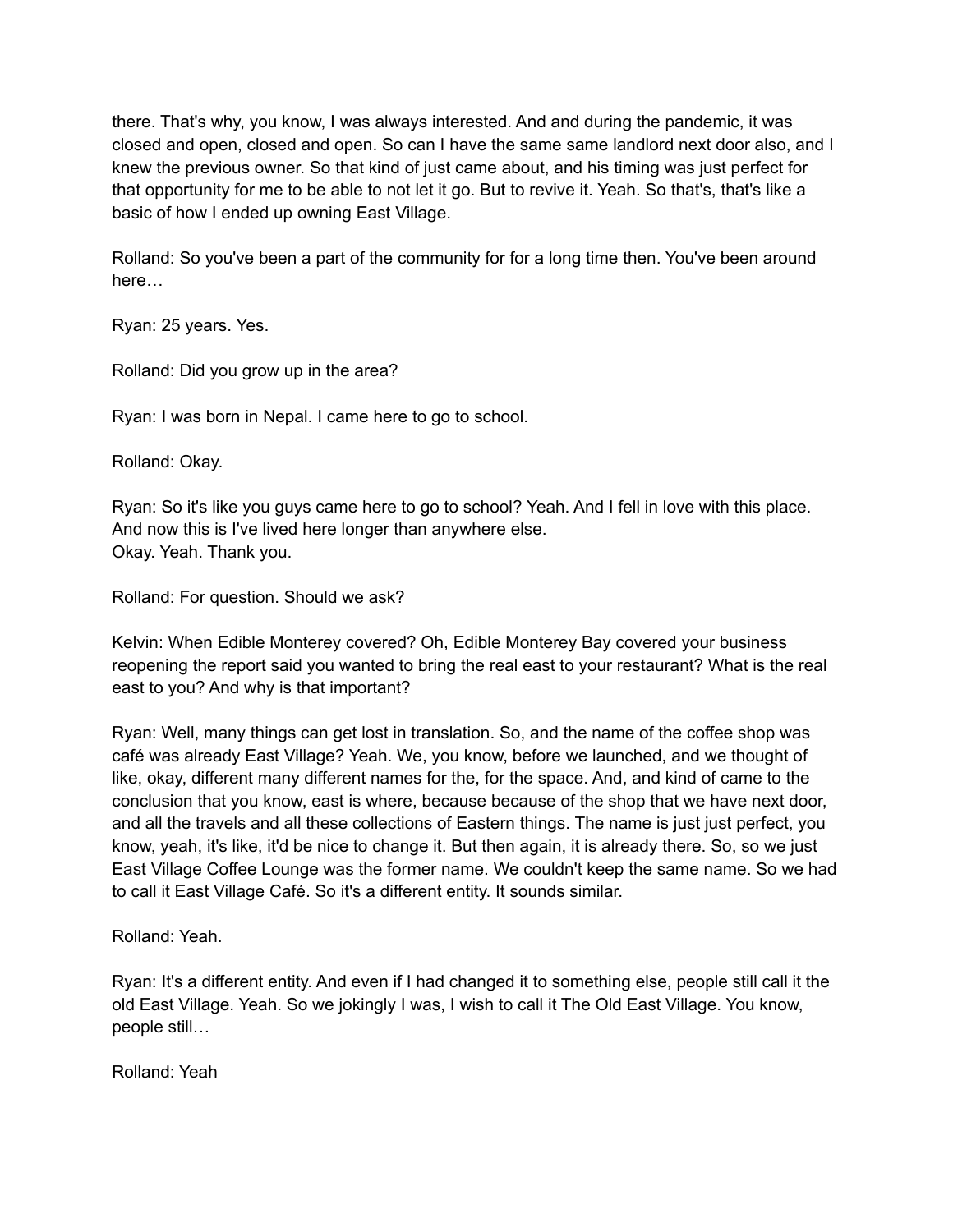there. That's why, you know, I was always interested. And and during the pandemic, it was closed and open, closed and open. So can I have the same same landlord next door also, and I knew the previous owner. So that kind of just came about, and his timing was just perfect for that opportunity for me to be able to not let it go. But to revive it. Yeah. So that's, that's like a basic of how I ended up owning East Village.

Rolland: So you've been a part of the community for for a long time then. You've been around here…

Ryan: 25 years. Yes.

Rolland: Did you grow up in the area?

Ryan: I was born in Nepal. I came here to go to school.

Rolland: Okay.

Ryan: So it's like you guys came here to go to school? Yeah. And I fell in love with this place. And now this is I've lived here longer than anywhere else.
Okay. Yeah. Thank you.

Rolland: For question. Should we ask?

Kelvin: When Edible Monterey covered? Oh, Edible Monterey Bay covered your business reopening the report said you wanted to bring the real east to your restaurant? What is the real east to you? And why is that important?

Ryan: Well, many things can get lost in translation. So, and the name of the coffee shop was café was already East Village? Yeah. We, you know, before we launched, and we thought of like, okay, different many different names for the, for the space. And, and kind of came to the conclusion that you know, east is where, because because of the shop that we have next door, and all the travels and all these collections of Eastern things. The name is just just perfect, you know, yeah, it's like, it'd be nice to change it. But then again, it is already there. So, so we just East Village Coffee Lounge was the former name. We couldn't keep the same name. So we had to call it East Village Café. So it's a different entity. It sounds similar.

Rolland: Yeah.

Ryan: It's a different entity. And even if I had changed it to something else, people still call it the old East Village. Yeah. So we jokingly I was, I wish to call it The Old East Village. You know, people still…

Rolland: Yeah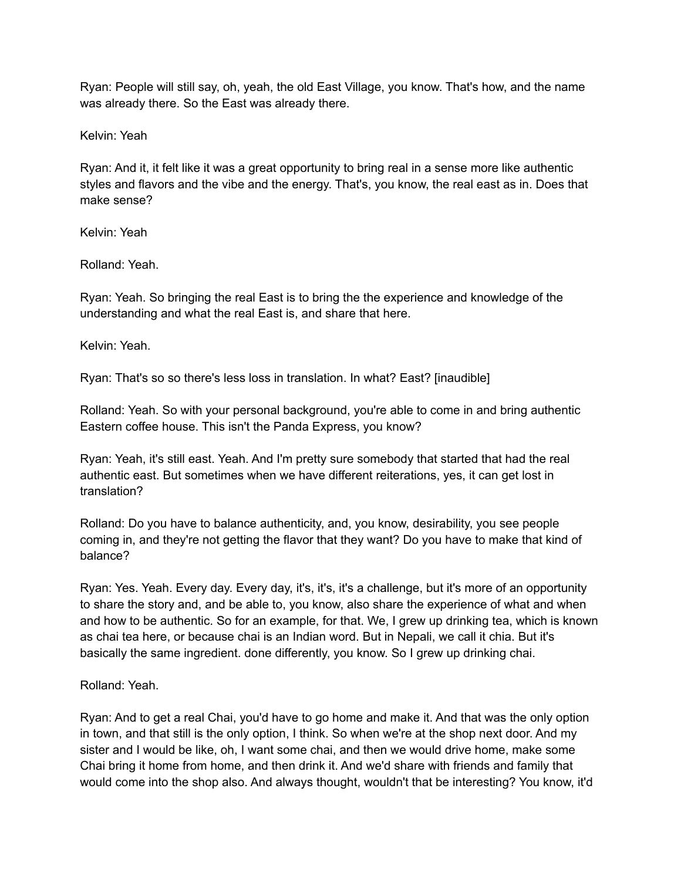Ryan: People will still say, oh, yeah, the old East Village, you know. That's how, and the name was already there. So the East was already there.

Kelvin: Yeah

Ryan: And it, it felt like it was a great opportunity to bring real in a sense more like authentic styles and flavors and the vibe and the energy. That's, you know, the real east as in. Does that make sense?

Kelvin: Yeah

Rolland: Yeah.

Ryan: Yeah. So bringing the real East is to bring the the experience and knowledge of the understanding and what the real East is, and share that here.

Kelvin: Yeah.

Ryan: That's so so there's less loss in translation. In what? East? [inaudible]

Rolland: Yeah. So with your personal background, you're able to come in and bring authentic Eastern coffee house. This isn't the Panda Express, you know?

Ryan: Yeah, it's still east. Yeah. And I'm pretty sure somebody that started that had the real authentic east. But sometimes when we have different reiterations, yes, it can get lost in translation?

Rolland: Do you have to balance authenticity, and, you know, desirability, you see people coming in, and they're not getting the flavor that they want? Do you have to make that kind of balance?

Ryan: Yes. Yeah. Every day. Every day, it's, it's, it's a challenge, but it's more of an opportunity to share the story and, and be able to, you know, also share the experience of what and when and how to be authentic. So for an example, for that. We, I grew up drinking tea, which is known as chai tea here, or because chai is an Indian word. But in Nepali, we call it chia. But it's basically the same ingredient. done differently, you know. So I grew up drinking chai.

Rolland: Yeah.

Ryan: And to get a real Chai, you'd have to go home and make it. And that was the only option in town, and that still is the only option, I think. So when we're at the shop next door. And my sister and I would be like, oh, I want some chai, and then we would drive home, make some Chai bring it home from home, and then drink it. And we'd share with friends and family that would come into the shop also. And always thought, wouldn't that be interesting? You know, it'd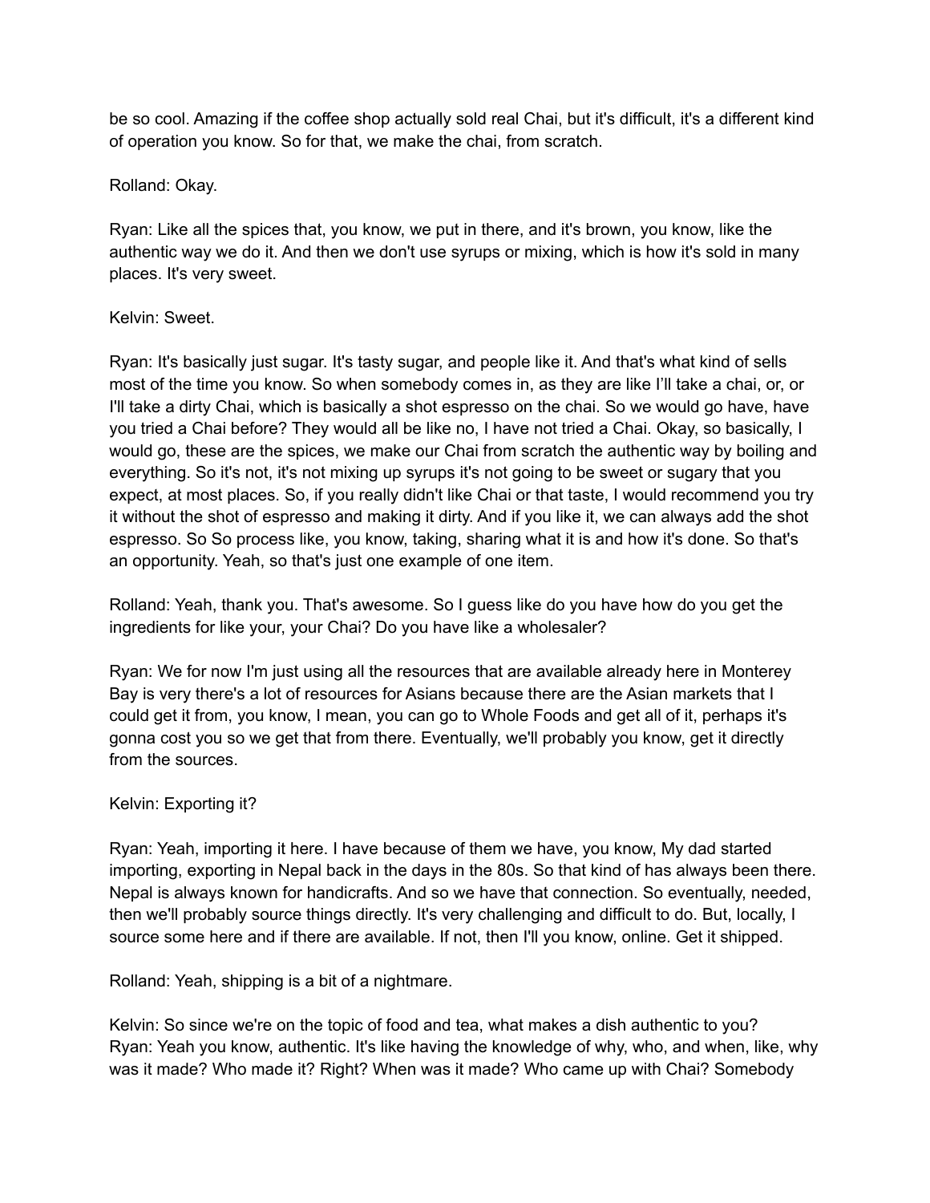be so cool. Amazing if the coffee shop actually sold real Chai, but it's difficult, it's a different kind of operation you know. So for that, we make the chai, from scratch.

Rolland: Okay.

Ryan: Like all the spices that, you know, we put in there, and it's brown, you know, like the authentic way we do it. And then we don't use syrups or mixing, which is how it's sold in many places. It's very sweet.

Kelvin: Sweet.

Ryan: It's basically just sugar. It's tasty sugar, and people like it. And that's what kind of sells most of the time you know. So when somebody comes in, as they are like I'll take a chai, or, or I'll take a dirty Chai, which is basically a shot espresso on the chai. So we would go have, have you tried a Chai before? They would all be like no, I have not tried a Chai. Okay, so basically, I would go, these are the spices, we make our Chai from scratch the authentic way by boiling and everything. So it's not, it's not mixing up syrups it's not going to be sweet or sugary that you expect, at most places. So, if you really didn't like Chai or that taste, I would recommend you try it without the shot of espresso and making it dirty. And if you like it, we can always add the shot espresso. So So process like, you know, taking, sharing what it is and how it's done. So that's an opportunity. Yeah, so that's just one example of one item.

Rolland: Yeah, thank you. That's awesome. So I guess like do you have how do you get the ingredients for like your, your Chai? Do you have like a wholesaler?

Ryan: We for now I'm just using all the resources that are available already here in Monterey Bay is very there's a lot of resources for Asians because there are the Asian markets that I could get it from, you know, I mean, you can go to Whole Foods and get all of it, perhaps it's gonna cost you so we get that from there. Eventually, we'll probably you know, get it directly from the sources.

Kelvin: Exporting it?

Ryan: Yeah, importing it here. I have because of them we have, you know, My dad started importing, exporting in Nepal back in the days in the 80s. So that kind of has always been there. Nepal is always known for handicrafts. And so we have that connection. So eventually, needed, then we'll probably source things directly. It's very challenging and difficult to do. But, locally, I source some here and if there are available. If not, then I'll you know, online. Get it shipped.

Rolland: Yeah, shipping is a bit of a nightmare.

Kelvin: So since we're on the topic of food and tea, what makes a dish authentic to you?
Ryan: Yeah you know, authentic. It's like having the knowledge of why, who, and when, like, why was it made? Who made it? Right? When was it made? Who came up with Chai? Somebody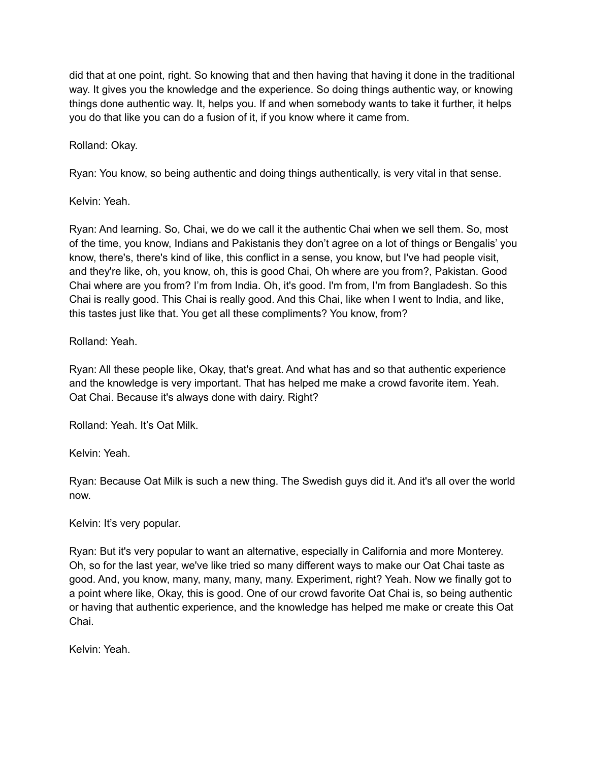did that at one point, right. So knowing that and then having that having it done in the traditional way. It gives you the knowledge and the experience. So doing things authentic way, or knowing things done authentic way. It, helps you. If and when somebody wants to take it further, it helps you do that like you can do a fusion of it, if you know where it came from.

Rolland: Okay.

Ryan: You know, so being authentic and doing things authentically, is very vital in that sense.

Kelvin: Yeah.

Ryan: And learning. So, Chai, we do we call it the authentic Chai when we sell them. So, most of the time, you know, Indians and Pakistanis they don't agree on a lot of things or Bengalis' you know, there's, there's kind of like, this conflict in a sense, you know, but I've had people visit, and they're like, oh, you know, oh, this is good Chai, Oh where are you from?, Pakistan. Good Chai where are you from? I'm from India. Oh, it's good. I'm from, I'm from Bangladesh. So this Chai is really good. This Chai is really good. And this Chai, like when I went to India, and like, this tastes just like that. You get all these compliments? You know, from?

Rolland: Yeah.

Ryan: All these people like, Okay, that's great. And what has and so that authentic experience and the knowledge is very important. That has helped me make a crowd favorite item. Yeah. Oat Chai. Because it's always done with dairy. Right?

Rolland: Yeah. It's Oat Milk.

Kelvin: Yeah.

Ryan: Because Oat Milk is such a new thing. The Swedish guys did it. And it's all over the world now.

Kelvin: It's very popular.

Ryan: But it's very popular to want an alternative, especially in California and more Monterey. Oh, so for the last year, we've like tried so many different ways to make our Oat Chai taste as good. And, you know, many, many, many, many. Experiment, right? Yeah. Now we finally got to a point where like, Okay, this is good. One of our crowd favorite Oat Chai is, so being authentic or having that authentic experience, and the knowledge has helped me make or create this Oat Chai.

Kelvin: Yeah.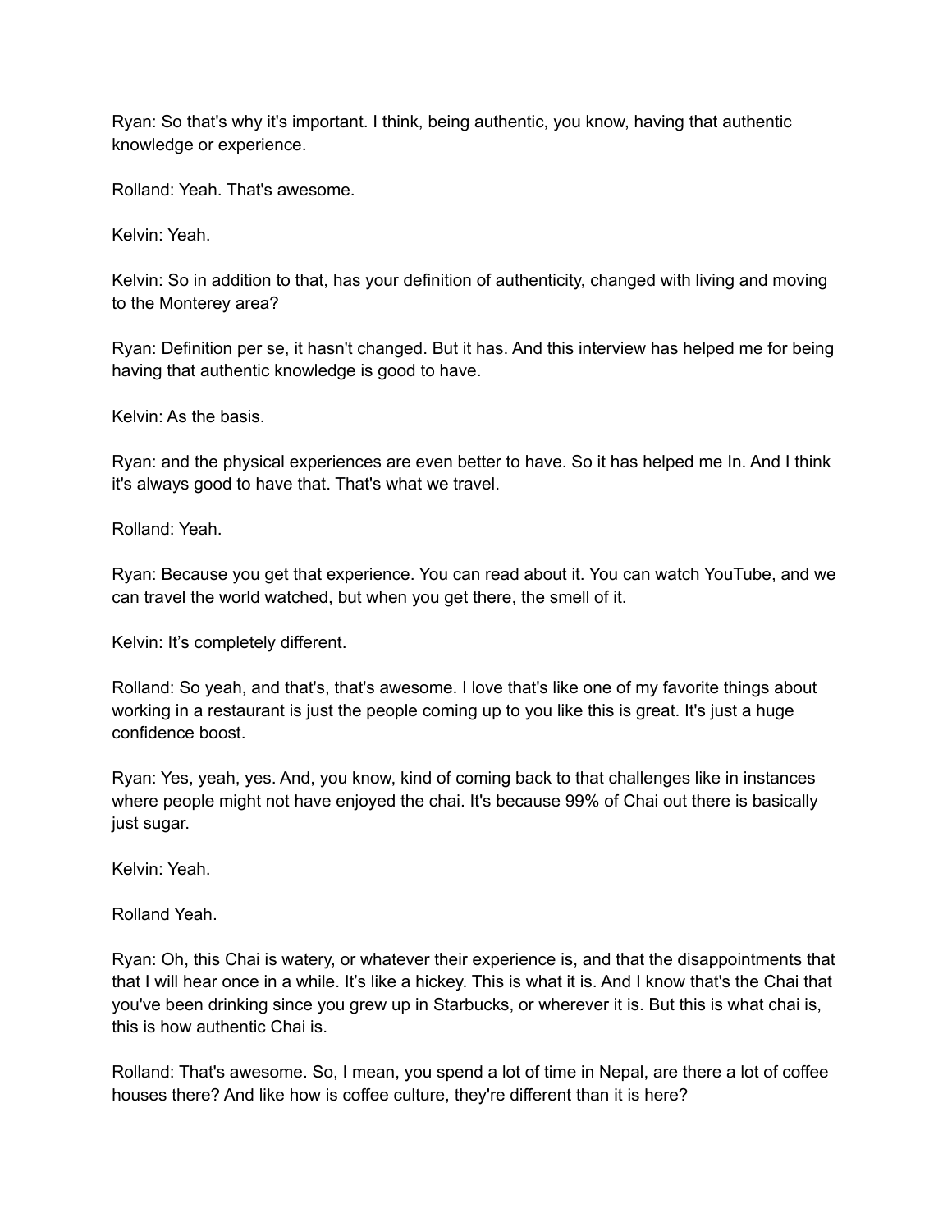Ryan: So that's why it's important. I think, being authentic, you know, having that authentic knowledge or experience.

Rolland: Yeah. That's awesome.

Kelvin: Yeah.

Kelvin: So in addition to that, has your definition of authenticity, changed with living and moving to the Monterey area?

Ryan: Definition per se, it hasn't changed. But it has. And this interview has helped me for being having that authentic knowledge is good to have.

Kelvin: As the basis.

Ryan: and the physical experiences are even better to have. So it has helped me In. And I think it's always good to have that. That's what we travel.

Rolland: Yeah.

Ryan: Because you get that experience. You can read about it. You can watch YouTube, and we can travel the world watched, but when you get there, the smell of it.

Kelvin: It's completely different.

Rolland: So yeah, and that's, that's awesome. I love that's like one of my favorite things about working in a restaurant is just the people coming up to you like this is great. It's just a huge confidence boost.

Ryan: Yes, yeah, yes. And, you know, kind of coming back to that challenges like in instances where people might not have enjoyed the chai. It's because 99% of Chai out there is basically just sugar.

Kelvin: Yeah.

Rolland Yeah.

Ryan: Oh, this Chai is watery, or whatever their experience is, and that the disappointments that that I will hear once in a while. It's like a hickey. This is what it is. And I know that's the Chai that you've been drinking since you grew up in Starbucks, or wherever it is. But this is what chai is, this is how authentic Chai is.

Rolland: That's awesome. So, I mean, you spend a lot of time in Nepal, are there a lot of coffee houses there? And like how is coffee culture, they're different than it is here?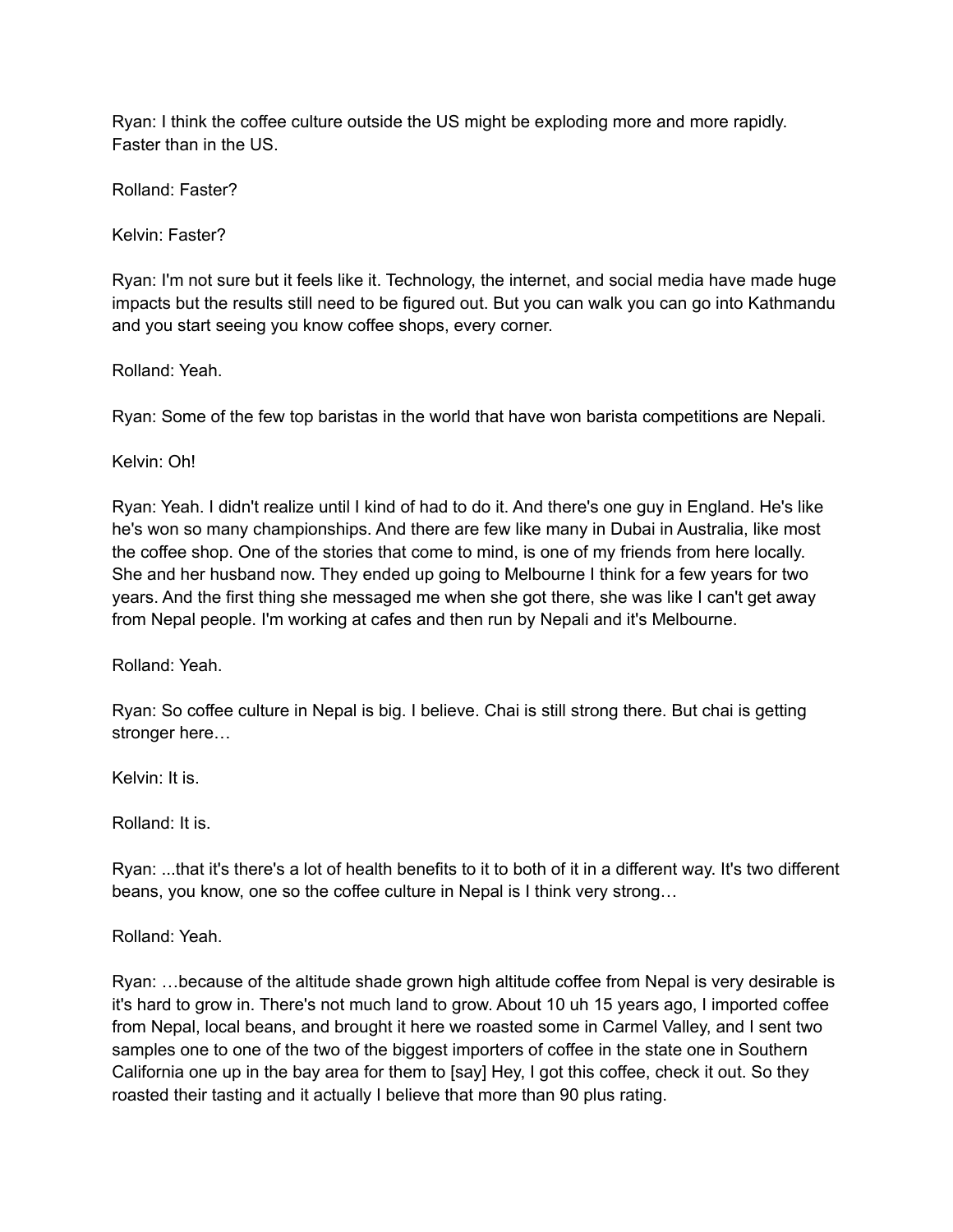Ryan: I think the coffee culture outside the US might be exploding more and more rapidly. Faster than in the US.

Rolland: Faster?

Kelvin: Faster?

Ryan: I'm not sure but it feels like it. Technology, the internet, and social media have made huge impacts but the results still need to be figured out. But you can walk you can go into Kathmandu and you start seeing you know coffee shops, every corner.

Rolland: Yeah.

Ryan: Some of the few top baristas in the world that have won barista competitions are Nepali.

Kelvin: Oh!

Ryan: Yeah. I didn't realize until I kind of had to do it. And there's one guy in England. He's like he's won so many championships. And there are few like many in Dubai in Australia, like most the coffee shop. One of the stories that come to mind, is one of my friends from here locally. She and her husband now. They ended up going to Melbourne I think for a few years for two years. And the first thing she messaged me when she got there, she was like I can't get away from Nepal people. I'm working at cafes and then run by Nepali and it's Melbourne.

Rolland: Yeah.

Ryan: So coffee culture in Nepal is big. I believe. Chai is still strong there. But chai is getting stronger here…

Kelvin: It is.

Rolland: It is.

Ryan: ...that it's there's a lot of health benefits to it to both of it in a different way. It's two different beans, you know, one so the coffee culture in Nepal is I think very strong…

Rolland: Yeah.

Ryan: …because of the altitude shade grown high altitude coffee from Nepal is very desirable is it's hard to grow in. There's not much land to grow. About 10 uh 15 years ago, I imported coffee from Nepal, local beans, and brought it here we roasted some in Carmel Valley, and I sent two samples one to one of the two of the biggest importers of coffee in the state one in Southern California one up in the bay area for them to [say] Hey, I got this coffee, check it out. So they roasted their tasting and it actually I believe that more than 90 plus rating.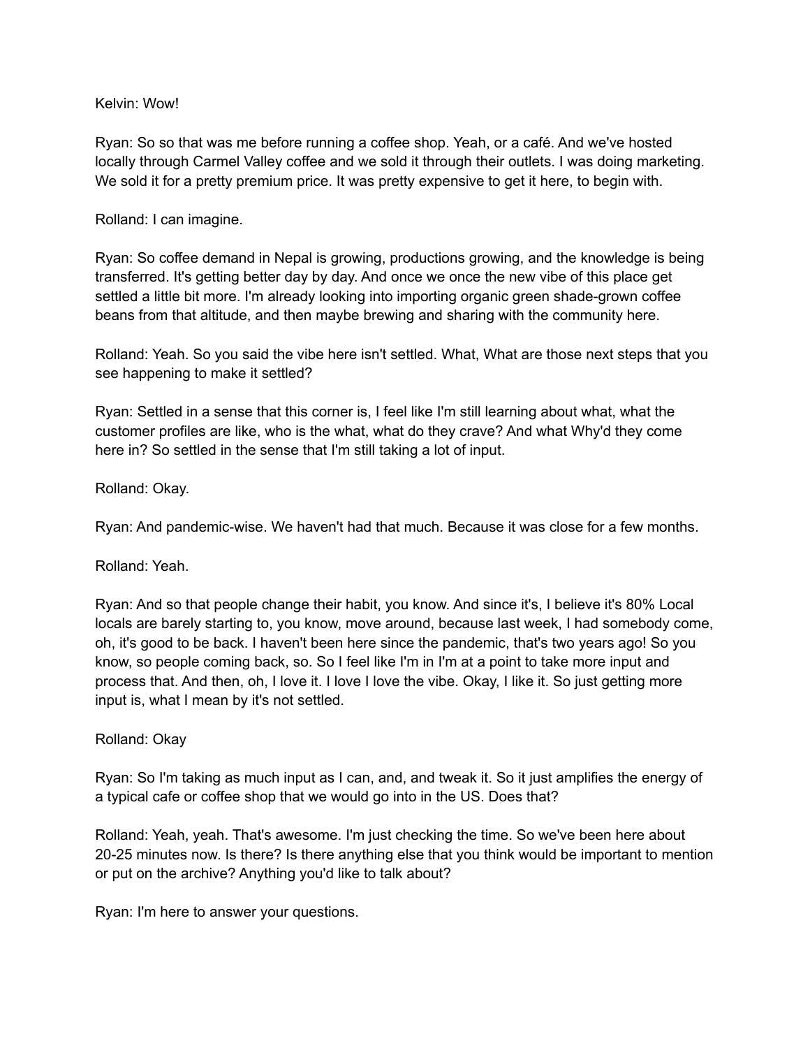Kelvin: Wow!

Ryan: So so that was me before running a coffee shop. Yeah, or a café. And we've hosted locally through Carmel Valley coffee and we sold it through their outlets. I was doing marketing. We sold it for a pretty premium price. It was pretty expensive to get it here, to begin with.

Rolland: I can imagine.

Ryan: So coffee demand in Nepal is growing, productions growing, and the knowledge is being transferred. It's getting better day by day. And once we once the new vibe of this place get settled a little bit more. I'm already looking into importing organic green shade-grown coffee beans from that altitude, and then maybe brewing and sharing with the community here.

Rolland: Yeah. So you said the vibe here isn't settled. What, What are those next steps that you see happening to make it settled?

Ryan: Settled in a sense that this corner is, I feel like I'm still learning about what, what the customer profiles are like, who is the what, what do they crave? And what Why'd they come here in? So settled in the sense that I'm still taking a lot of input.

Rolland: Okay.

Ryan: And pandemic-wise. We haven't had that much. Because it was close for a few months.

Rolland: Yeah.

Ryan: And so that people change their habit, you know. And since it's, I believe it's 80% Local locals are barely starting to, you know, move around, because last week, I had somebody come, oh, it's good to be back. I haven't been here since the pandemic, that's two years ago! So you know, so people coming back, so. So I feel like I'm in I'm at a point to take more input and process that. And then, oh, I love it. I love I love the vibe. Okay, I like it. So just getting more input is, what I mean by it's not settled.

Rolland: Okay

Ryan: So I'm taking as much input as I can, and, and tweak it. So it just amplifies the energy of a typical cafe or coffee shop that we would go into in the US. Does that?

Rolland: Yeah, yeah. That's awesome. I'm just checking the time. So we've been here about 20-25 minutes now. Is there? Is there anything else that you think would be important to mention or put on the archive? Anything you'd like to talk about?

Ryan: I'm here to answer your questions.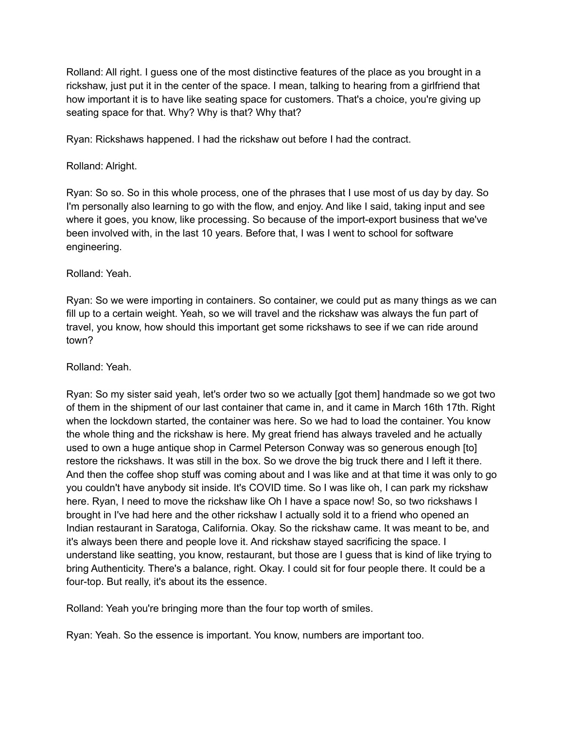Rolland: All right. I guess one of the most distinctive features of the place as you brought in a rickshaw, just put it in the center of the space. I mean, talking to hearing from a girlfriend that how important it is to have like seating space for customers. That's a choice, you're giving up seating space for that. Why? Why is that? Why that?

Ryan: Rickshaws happened. I had the rickshaw out before I had the contract.

Rolland: Alright.

Ryan: So so. So in this whole process, one of the phrases that I use most of us day by day. So I'm personally also learning to go with the flow, and enjoy. And like I said, taking input and see where it goes, you know, like processing. So because of the import-export business that we've been involved with, in the last 10 years. Before that, I was I went to school for software engineering.

Rolland: Yeah.

Ryan: So we were importing in containers. So container, we could put as many things as we can fill up to a certain weight. Yeah, so we will travel and the rickshaw was always the fun part of travel, you know, how should this important get some rickshaws to see if we can ride around town?

Rolland: Yeah.

Ryan: So my sister said yeah, let's order two so we actually [got them] handmade so we got two of them in the shipment of our last container that came in, and it came in March 16th 17th. Right when the lockdown started, the container was here. So we had to load the container. You know the whole thing and the rickshaw is here. My great friend has always traveled and he actually used to own a huge antique shop in Carmel Peterson Conway was so generous enough [to] restore the rickshaws. It was still in the box. So we drove the big truck there and I left it there. And then the coffee shop stuff was coming about and I was like and at that time it was only to go you couldn't have anybody sit inside. It's COVID time. So I was like oh, I can park my rickshaw here. Ryan, I need to move the rickshaw like Oh I have a space now! So, so two rickshaws I brought in I've had here and the other rickshaw I actually sold it to a friend who opened an Indian restaurant in Saratoga, California. Okay. So the rickshaw came. It was meant to be, and it's always been there and people love it. And rickshaw stayed sacrificing the space. I understand like seatting, you know, restaurant, but those are I guess that is kind of like trying to bring Authenticity. There's a balance, right. Okay. I could sit for four people there. It could be a four-top. But really, it's about its the essence.

Rolland: Yeah you're bringing more than the four top worth of smiles.

Ryan: Yeah. So the essence is important. You know, numbers are important too.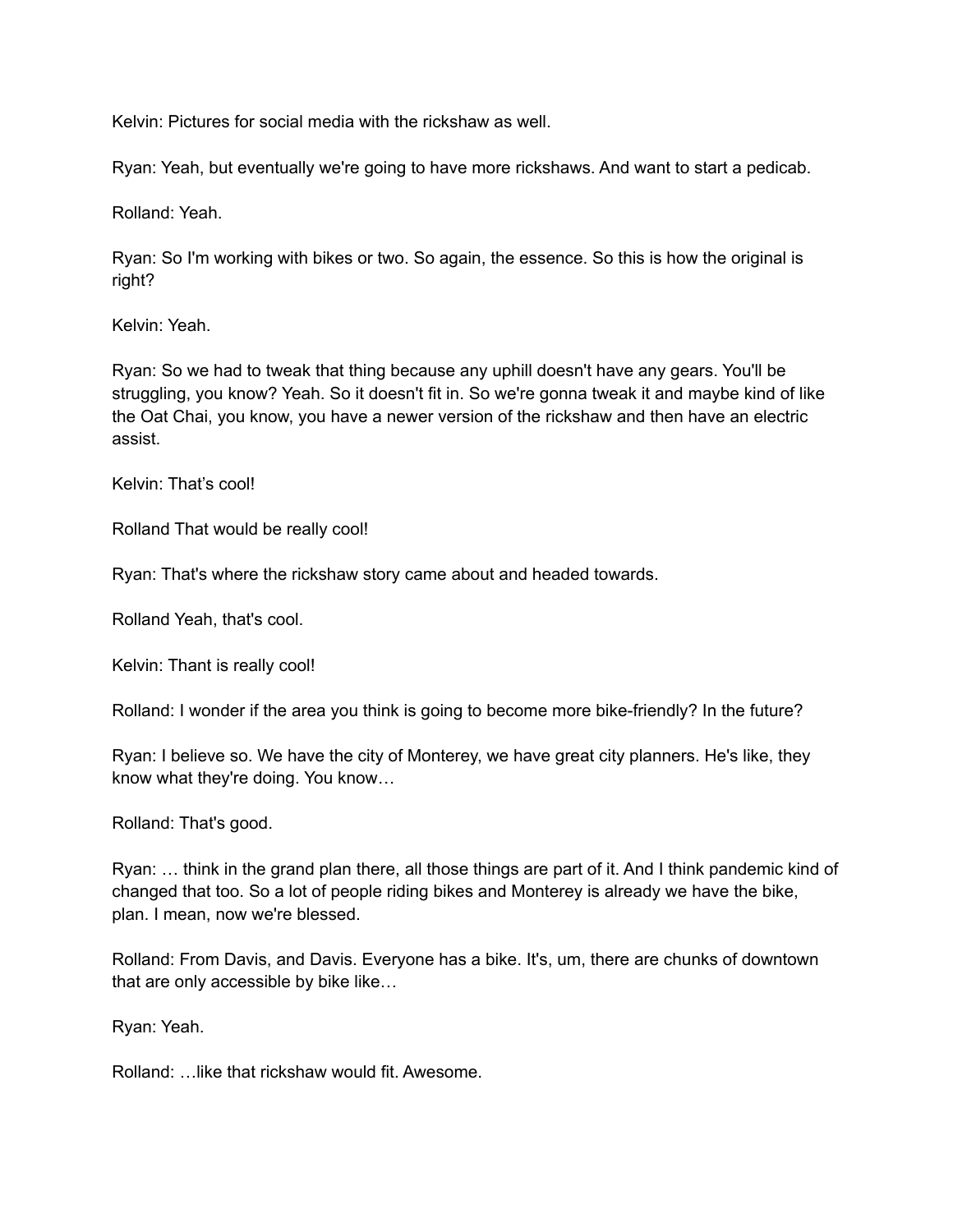Kelvin: Pictures for social media with the rickshaw as well.

Ryan: Yeah, but eventually we're going to have more rickshaws. And want to start a pedicab.

Rolland: Yeah.

Ryan: So I'm working with bikes or two. So again, the essence. So this is how the original is right?

Kelvin: Yeah.

Ryan: So we had to tweak that thing because any uphill doesn't have any gears. You'll be struggling, you know? Yeah. So it doesn't fit in. So we're gonna tweak it and maybe kind of like the Oat Chai, you know, you have a newer version of the rickshaw and then have an electric assist.

Kelvin: That's cool!

Rolland That would be really cool!

Ryan: That's where the rickshaw story came about and headed towards.

Rolland Yeah, that's cool.

Kelvin: Thant is really cool!

Rolland: I wonder if the area you think is going to become more bike-friendly? In the future?

Ryan: I believe so. We have the city of Monterey, we have great city planners. He's like, they know what they're doing. You know…

Rolland: That's good.

Ryan: … think in the grand plan there, all those things are part of it. And I think pandemic kind of changed that too. So a lot of people riding bikes and Monterey is already we have the bike, plan. I mean, now we're blessed.

Rolland: From Davis, and Davis. Everyone has a bike. It's, um, there are chunks of downtown that are only accessible by bike like…

Ryan: Yeah.

Rolland: …like that rickshaw would fit. Awesome.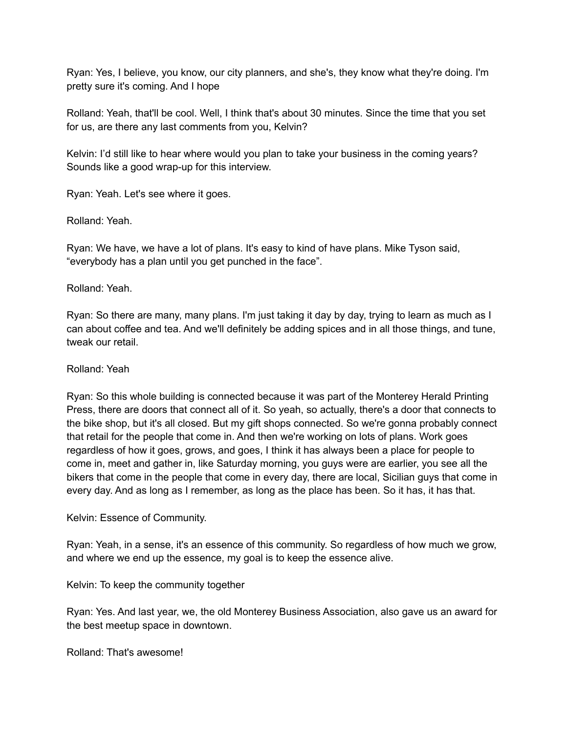Ryan: Yes, I believe, you know, our city planners, and she's, they know what they're doing. I'm pretty sure it's coming. And I hope

Rolland: Yeah, that'll be cool. Well, I think that's about 30 minutes. Since the time that you set for us, are there any last comments from you, Kelvin?

Kelvin: I'd still like to hear where would you plan to take your business in the coming years? Sounds like a good wrap-up for this interview.

Ryan: Yeah. Let's see where it goes.

Rolland: Yeah.

Ryan: We have, we have a lot of plans. It's easy to kind of have plans. Mike Tyson said, "everybody has a plan until you get punched in the face".

Rolland: Yeah.

Ryan: So there are many, many plans. I'm just taking it day by day, trying to learn as much as I can about coffee and tea. And we'll definitely be adding spices and in all those things, and tune, tweak our retail.

Rolland: Yeah

Ryan: So this whole building is connected because it was part of the Monterey Herald Printing Press, there are doors that connect all of it. So yeah, so actually, there's a door that connects to the bike shop, but it's all closed. But my gift shops connected. So we're gonna probably connect that retail for the people that come in. And then we're working on lots of plans. Work goes regardless of how it goes, grows, and goes, I think it has always been a place for people to come in, meet and gather in, like Saturday morning, you guys were are earlier, you see all the bikers that come in the people that come in every day, there are local, Sicilian guys that come in every day. And as long as I remember, as long as the place has been. So it has, it has that.

Kelvin: Essence of Community.

Ryan: Yeah, in a sense, it's an essence of this community. So regardless of how much we grow, and where we end up the essence, my goal is to keep the essence alive.

Kelvin: To keep the community together

Ryan: Yes. And last year, we, the old Monterey Business Association, also gave us an award for the best meetup space in downtown.

Rolland: That's awesome!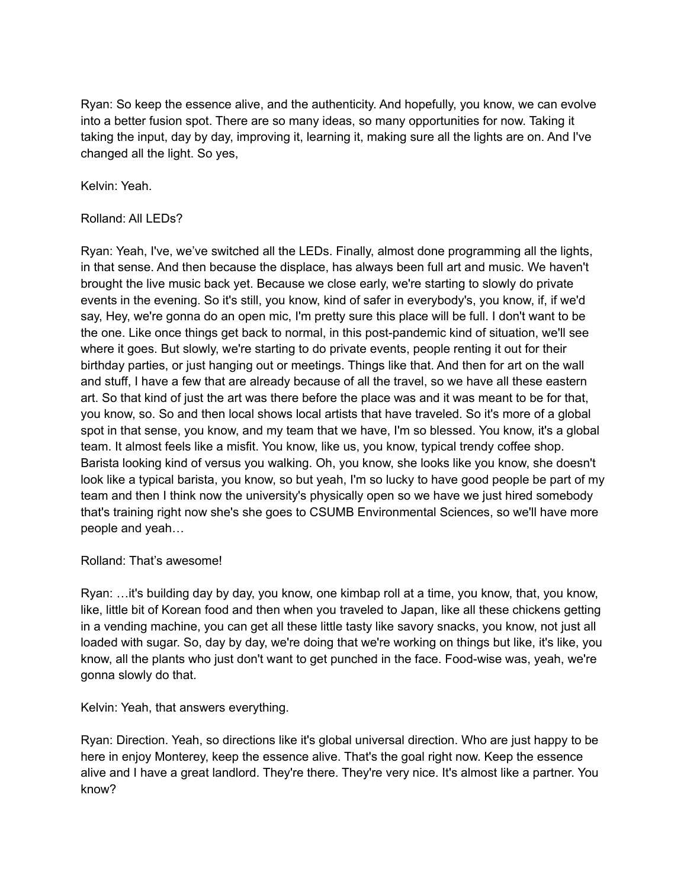Ryan: So keep the essence alive, and the authenticity. And hopefully, you know, we can evolve into a better fusion spot. There are so many ideas, so many opportunities for now. Taking it taking the input, day by day, improving it, learning it, making sure all the lights are on. And I've changed all the light. So yes,

Kelvin: Yeah.

Rolland: All LEDs?

Ryan: Yeah, I've, we've switched all the LEDs. Finally, almost done programming all the lights, in that sense. And then because the displace, has always been full art and music. We haven't brought the live music back yet. Because we close early, we're starting to slowly do private events in the evening. So it's still, you know, kind of safer in everybody's, you know, if, if we'd say, Hey, we're gonna do an open mic, I'm pretty sure this place will be full. I don't want to be the one. Like once things get back to normal, in this post-pandemic kind of situation, we'll see where it goes. But slowly, we're starting to do private events, people renting it out for their birthday parties, or just hanging out or meetings. Things like that. And then for art on the wall and stuff, I have a few that are already because of all the travel, so we have all these eastern art. So that kind of just the art was there before the place was and it was meant to be for that, you know, so. So and then local shows local artists that have traveled. So it's more of a global spot in that sense, you know, and my team that we have, I'm so blessed. You know, it's a global team. It almost feels like a misfit. You know, like us, you know, typical trendy coffee shop. Barista looking kind of versus you walking. Oh, you know, she looks like you know, she doesn't look like a typical barista, you know, so but yeah, I'm so lucky to have good people be part of my team and then I think now the university's physically open so we have we just hired somebody that's training right now she's she goes to CSUMB Environmental Sciences, so we'll have more people and yeah…

Rolland: That's awesome!

Ryan: …it's building day by day, you know, one kimbap roll at a time, you know, that, you know, like, little bit of Korean food and then when you traveled to Japan, like all these chickens getting in a vending machine, you can get all these little tasty like savory snacks, you know, not just all loaded with sugar. So, day by day, we're doing that we're working on things but like, it's like, you know, all the plants who just don't want to get punched in the face. Food-wise was, yeah, we're gonna slowly do that.

Kelvin: Yeah, that answers everything.

Ryan: Direction. Yeah, so directions like it's global universal direction. Who are just happy to be here in enjoy Monterey, keep the essence alive. That's the goal right now. Keep the essence alive and I have a great landlord. They're there. They're very nice. It's almost like a partner. You know?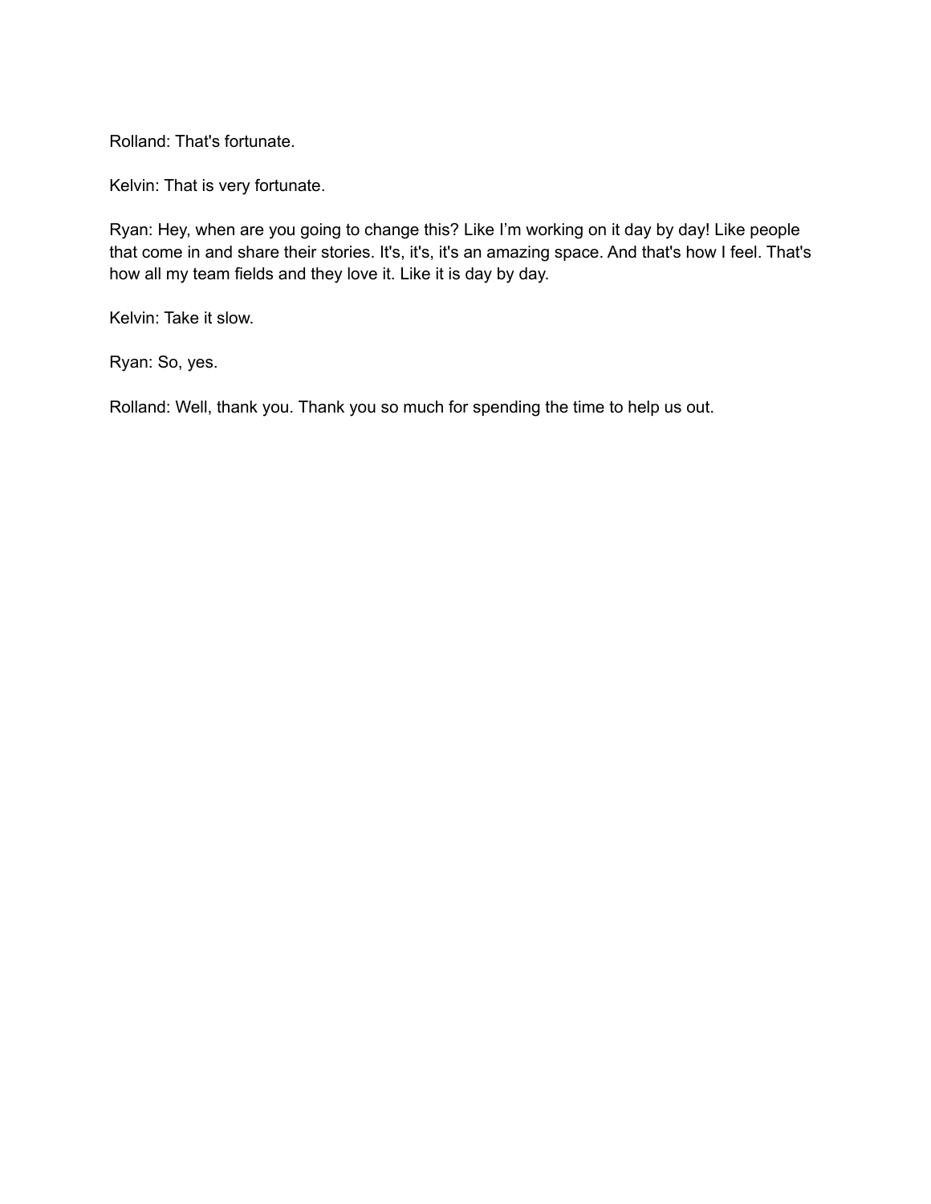Rolland: That's fortunate.

Kelvin: That is very fortunate.

Ryan: Hey, when are you going to change this? Like I'm working on it day by day! Like people that come in and share their stories. It's, it's, it's an amazing space. And that's how I feel. That's how all my team fields and they love it. Like it is day by day.

Kelvin: Take it slow.

Ryan: So, yes.

Rolland: Well, thank you. Thank you so much for spending the time to help us out.